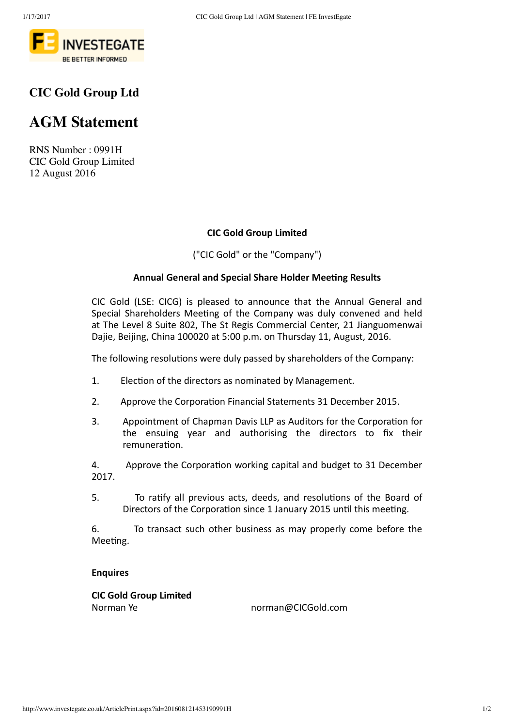# CIC Gold Group Ltd

# AGM Statement

RNS Number : 0991H
CIC Gold Group Limited
12 August 2016

**CIC Gold Group Limited**

("CIC Gold" or the "Company")

**Annual General and Special Share Holder Meeting Results**

CIC Gold (LSE: CICG) is pleased to announce that the Annual General and Special Shareholders Meeting of the Company was duly convened and held at The Level 8 Suite 802, The St Regis Commercial Center, 21 Jianguomenwai Dajie, Beijing, China 100020 at 5:00 p.m. on Thursday 11, August, 2016.

The following resolutions were duly passed by shareholders of the Company:

1. Election of the directors as nominated by Management.
2. Approve the Corporation Financial Statements 31 December 2015.
3. Appointment of Chapman Davis LLP as Auditors for the Corporation for the ensuing year and authorising the directors to fix their remuneration.
4. Approve the Corporation working capital and budget to 31 December 2017.
5. To ratify all previous acts, deeds, and resolutions of the Board of Directors of the Corporation since 1 January 2015 until this meeting.
6. To transact such other business as may properly come before the Meeting.

**Enquires**

**CIC Gold Group Limited**
Norman Ye norman@CICGold.com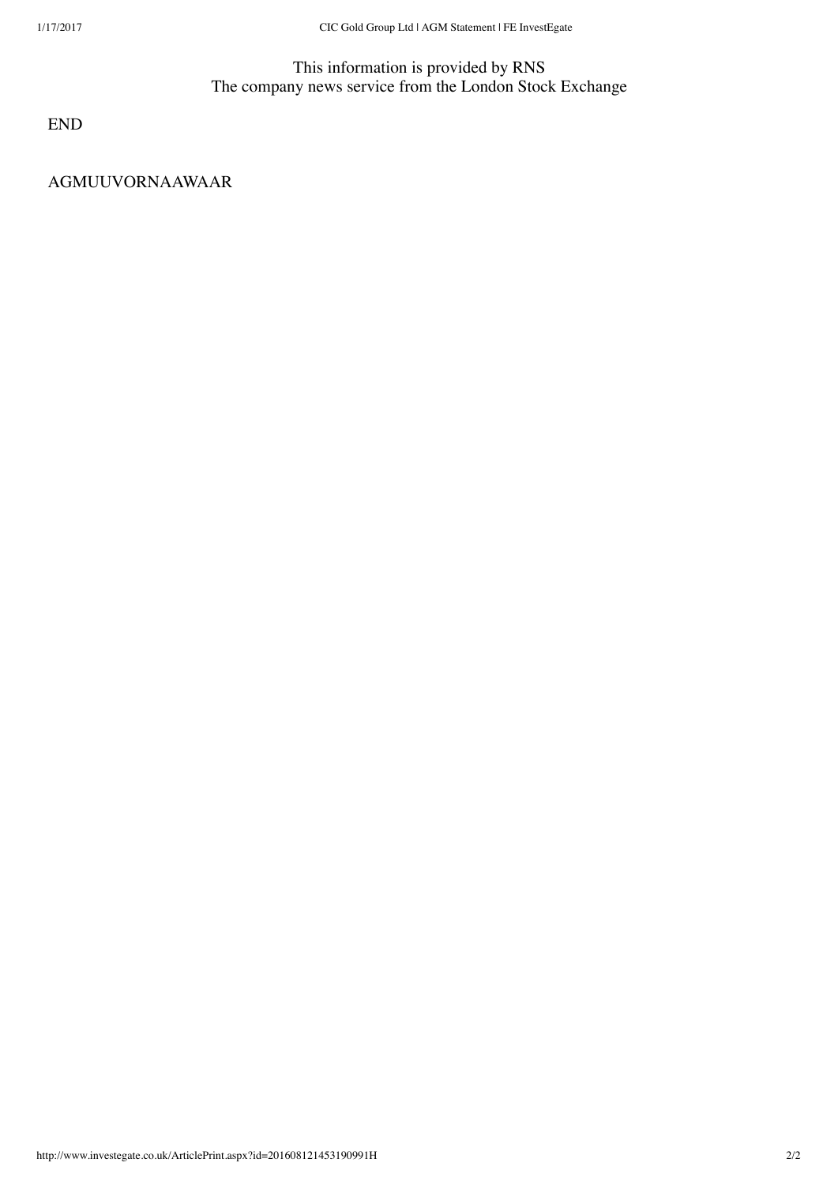This information is provided by RNS
The company news service from the London Stock Exchange

END

AGMUUVORNAAWAAR